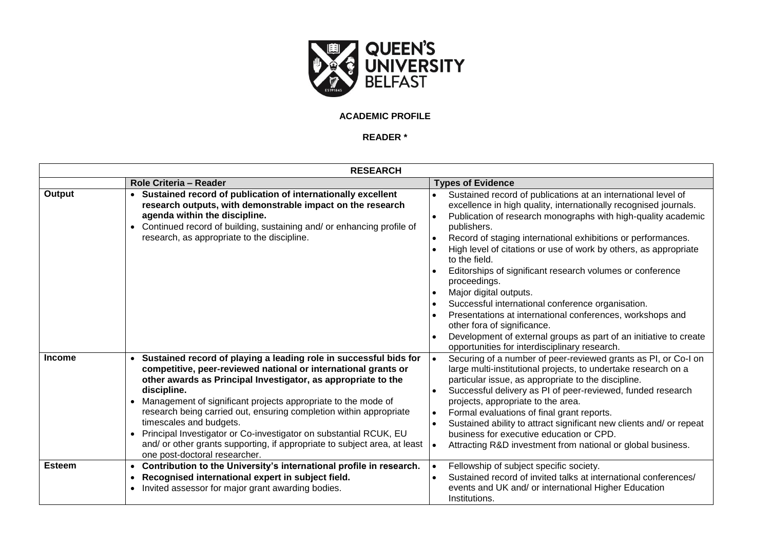QUEEN'S UNIVERSITY BELFAST

**ACADEMIC PROFILE**

**READER ***

| **RESEARCH** | | |
|---|---|---|
| | **Role Criteria – Reader** | **Types of Evidence** |
| **Output** | • **Sustained record of publication of internationally excellent research outputs, with demonstrable impact on the research agenda within the discipline.**<br>• Continued record of building, sustaining and/ or enhancing profile of research, as appropriate to the discipline. | • Sustained record of publications at an international level of excellence in high quality, internationally recognised journals.<br>• Publication of research monographs with high-quality academic publishers.<br>• Record of staging international exhibitions or performances.<br>• High level of citations or use of work by others, as appropriate to the field.<br>• Editorships of significant research volumes or conference proceedings.<br>• Major digital outputs.<br>• Successful international conference organisation.<br>• Presentations at international conferences, workshops and other fora of significance.<br>• Development of external groups as part of an initiative to create opportunities for interdisciplinary research. |
| **Income** | • **Sustained record of playing a leading role in successful bids for competitive, peer-reviewed national or international grants or other awards as Principal Investigator, as appropriate to the discipline.**<br>• Management of significant projects appropriate to the mode of research being carried out, ensuring completion within appropriate timescales and budgets.<br>• Principal Investigator or Co-investigator on substantial RCUK, EU and/ or other grants supporting, if appropriate to subject area, at least one post-doctoral researcher. | • Securing of a number of peer-reviewed grants as PI, or Co-I on large multi-institutional projects, to undertake research on a particular issue, as appropriate to the discipline.<br>• Successful delivery as PI of peer-reviewed, funded research projects, appropriate to the area.<br>• Formal evaluations of final grant reports.<br>• Sustained ability to attract significant new clients and/ or repeat business for executive education or CPD.<br>• Attracting R&D investment from national or global business. |
| **Esteem** | • **Contribution to the University's international profile in research.**<br>• **Recognised international expert in subject field.**<br>• Invited assessor for major grant awarding bodies. | • Fellowship of subject specific society.<br>• Sustained record of invited talks at international conferences/ events and UK and/ or international Higher Education Institutions. |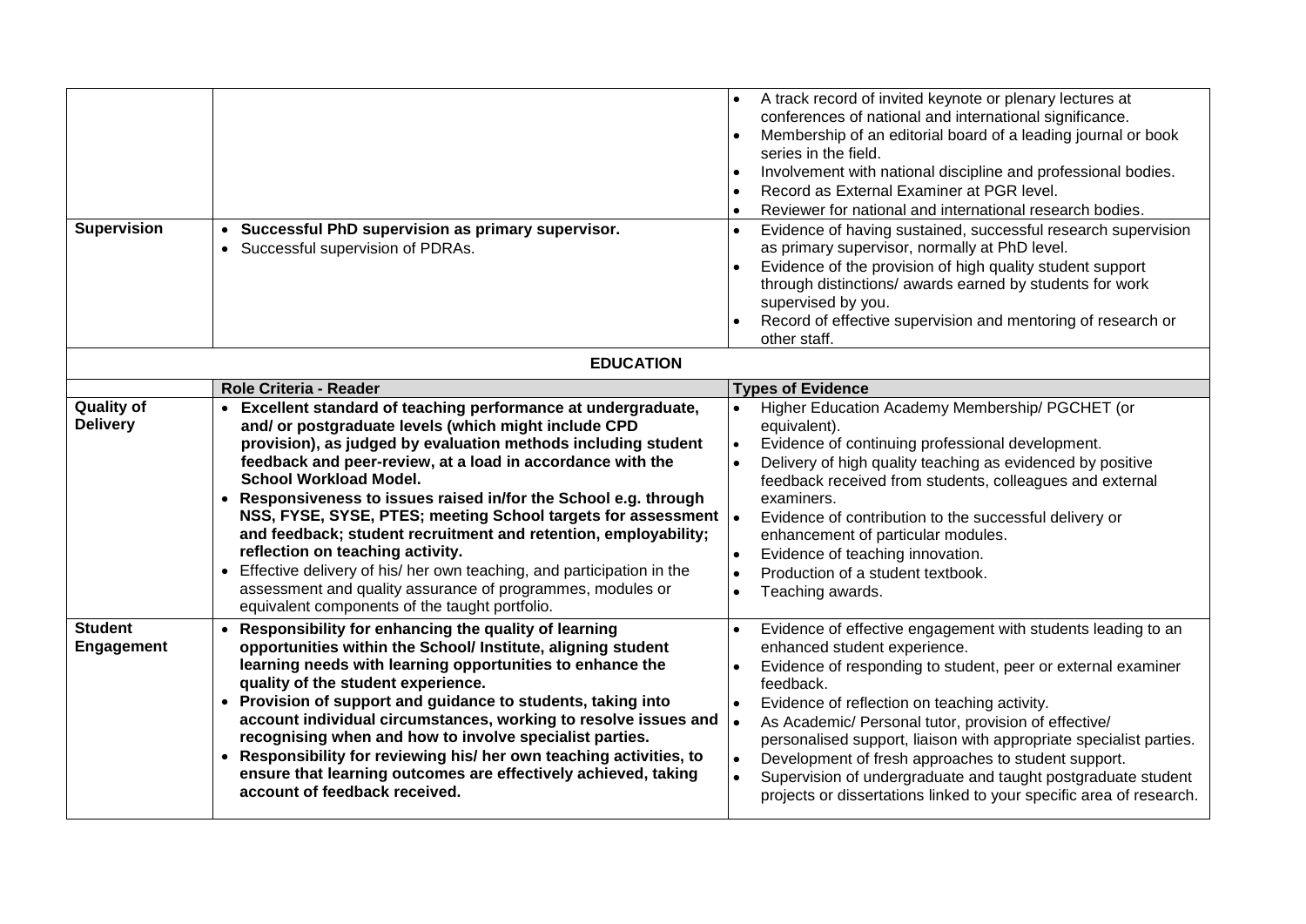| | | |
|---|---|---|
| | | • A track record of invited keynote or plenary lectures at conferences of national and international significance.<br>• Membership of an editorial board of a leading journal or book series in the field.<br>• Involvement with national discipline and professional bodies.<br>• Record as External Examiner at PGR level.<br>• Reviewer for national and international research bodies. |
| **Supervision** | • **Successful PhD supervision as primary supervisor.**<br>• Successful supervision of PDRAs. | • Evidence of having sustained, successful research supervision as primary supervisor, normally at PhD level.<br>• Evidence of the provision of high quality student support through distinctions/ awards earned by students for work supervised by you.<br>• Record of effective supervision and mentoring of research or other staff. |

**EDUCATION**

| | Role Criteria - Reader | Types of Evidence |
|---|---|---|
| **Quality of Delivery** | • **Excellent standard of teaching performance at undergraduate, and/ or postgraduate levels (which might include CPD provision), as judged by evaluation methods including student feedback and peer-review, at a load in accordance with the School Workload Model.**<br>• **Responsiveness to issues raised in/for the School e.g. through NSS, FYSE, SYSE, PTES; meeting School targets for assessment and feedback; student recruitment and retention, employability; reflection on teaching activity.**<br>• Effective delivery of his/ her own teaching, and participation in the assessment and quality assurance of programmes, modules or equivalent components of the taught portfolio. | • Higher Education Academy Membership/ PGCHET (or equivalent).<br>• Evidence of continuing professional development.<br>• Delivery of high quality teaching as evidenced by positive feedback received from students, colleagues and external examiners.<br>• Evidence of contribution to the successful delivery or enhancement of particular modules.<br>• Evidence of teaching innovation.<br>• Production of a student textbook.<br>• Teaching awards. |
| **Student Engagement** | • **Responsibility for enhancing the quality of learning opportunities within the School/ Institute, aligning student learning needs with learning opportunities to enhance the quality of the student experience.**<br>• **Provision of support and guidance to students, taking into account individual circumstances, working to resolve issues and recognising when and how to involve specialist parties.**<br>• **Responsibility for reviewing his/ her own teaching activities, to ensure that learning outcomes are effectively achieved, taking account of feedback received.** | • Evidence of effective engagement with students leading to an enhanced student experience.<br>• Evidence of responding to student, peer or external examiner feedback.<br>• Evidence of reflection on teaching activity.<br>• As Academic/ Personal tutor, provision of effective/ personalised support, liaison with appropriate specialist parties.<br>• Development of fresh approaches to student support.<br>• Supervision of undergraduate and taught postgraduate student projects or dissertations linked to your specific area of research. |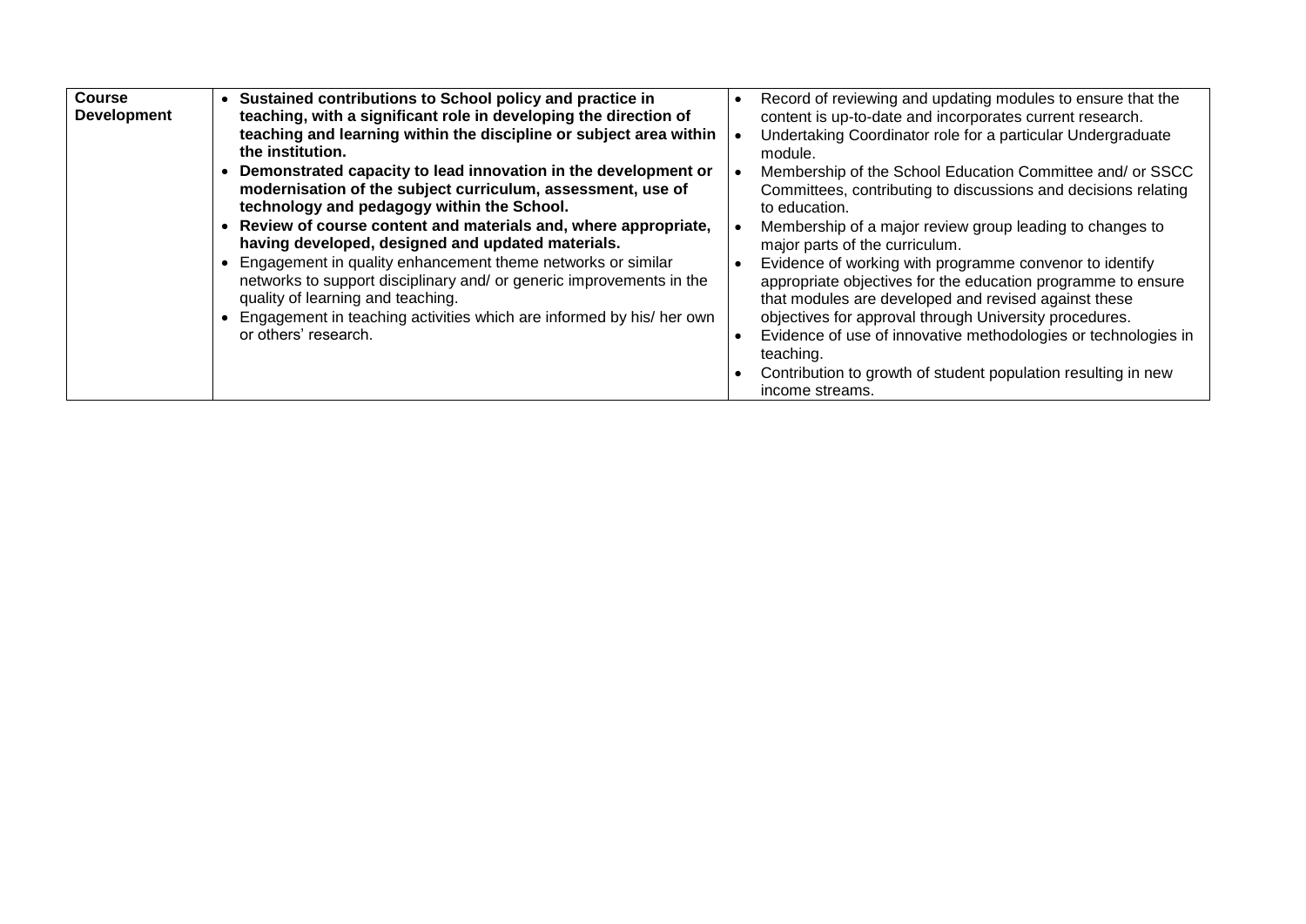| **Course Development** | • **Sustained contributions to School policy and practice in teaching, with a significant role in developing the direction of teaching and learning within the discipline or subject area within the institution.**<br>• **Demonstrated capacity to lead innovation in the development or modernisation of the subject curriculum, assessment, use of technology and pedagogy within the School.**<br>• **Review of course content and materials and, where appropriate, having developed, designed and updated materials.**<br>• Engagement in quality enhancement theme networks or similar networks to support disciplinary and/ or generic improvements in the quality of learning and teaching.<br>• Engagement in teaching activities which are informed by his/ her own or others' research. | • Record of reviewing and updating modules to ensure that the content is up-to-date and incorporates current research.<br>• Undertaking Coordinator role for a particular Undergraduate module.<br>• Membership of the School Education Committee and/ or SSCC Committees, contributing to discussions and decisions relating to education.<br>• Membership of a major review group leading to changes to major parts of the curriculum.<br>• Evidence of working with programme convenor to identify appropriate objectives for the education programme to ensure that modules are developed and revised against these objectives for approval through University procedures.<br>• Evidence of use of innovative methodologies or technologies in teaching.<br>• Contribution to growth of student population resulting in new income streams. |
|---|---|---|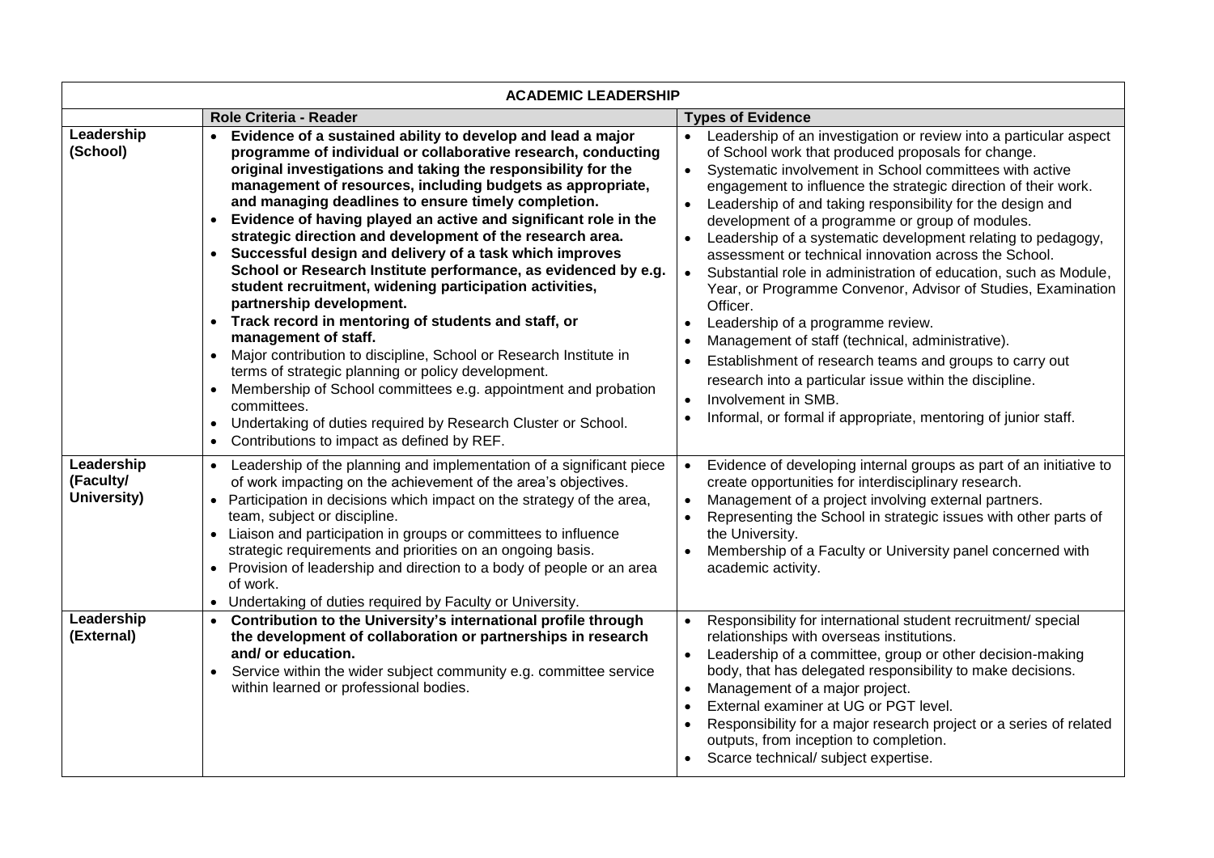| ACADEMIC LEADERSHIP | | |
|---|---|---|
| | **Role Criteria - Reader** | **Types of Evidence** |
| **Leadership (School)** | • **Evidence of a sustained ability to develop and lead a major programme of individual or collaborative research, conducting original investigations and taking the responsibility for the management of resources, including budgets as appropriate, and managing deadlines to ensure timely completion.**<br>• **Evidence of having played an active and significant role in the strategic direction and development of the research area.**<br>• **Successful design and delivery of a task which improves School or Research Institute performance, as evidenced by e.g. student recruitment, widening participation activities, partnership development.**<br>• **Track record in mentoring of students and staff, or management of staff.**<br>• Major contribution to discipline, School or Research Institute in terms of strategic planning or policy development.<br>• Membership of School committees e.g. appointment and probation committees.<br>• Undertaking of duties required by Research Cluster or School.<br>• Contributions to impact as defined by REF. | • Leadership of an investigation or review into a particular aspect of School work that produced proposals for change.<br>• Systematic involvement in School committees with active engagement to influence the strategic direction of their work.<br>• Leadership of and taking responsibility for the design and development of a programme or group of modules.<br>• Leadership of a systematic development relating to pedagogy, assessment or technical innovation across the School.<br>• Substantial role in administration of education, such as Module, Year, or Programme Convenor, Advisor of Studies, Examination Officer.<br>• Leadership of a programme review.<br>• Management of staff (technical, administrative).<br>• Establishment of research teams and groups to carry out research into a particular issue within the discipline.<br>• Involvement in SMB.<br>• Informal, or formal if appropriate, mentoring of junior staff. |
| **Leadership (Faculty/ University)** | • Leadership of the planning and implementation of a significant piece of work impacting on the achievement of the area's objectives.<br>• Participation in decisions which impact on the strategy of the area, team, subject or discipline.<br>• Liaison and participation in groups or committees to influence strategic requirements and priorities on an ongoing basis.<br>• Provision of leadership and direction to a body of people or an area of work.<br>• Undertaking of duties required by Faculty or University. | • Evidence of developing internal groups as part of an initiative to create opportunities for interdisciplinary research.<br>• Management of a project involving external partners.<br>• Representing the School in strategic issues with other parts of the University.<br>• Membership of a Faculty or University panel concerned with academic activity. |
| **Leadership (External)** | • **Contribution to the University's international profile through the development of collaboration or partnerships in research and/ or education.**<br>• Service within the wider subject community e.g. committee service within learned or professional bodies. | • Responsibility for international student recruitment/ special relationships with overseas institutions.<br>• Leadership of a committee, group or other decision-making body, that has delegated responsibility to make decisions.<br>• Management of a major project.<br>• External examiner at UG or PGT level.<br>• Responsibility for a major research project or a series of related outputs, from inception to completion.<br>• Scarce technical/ subject expertise. |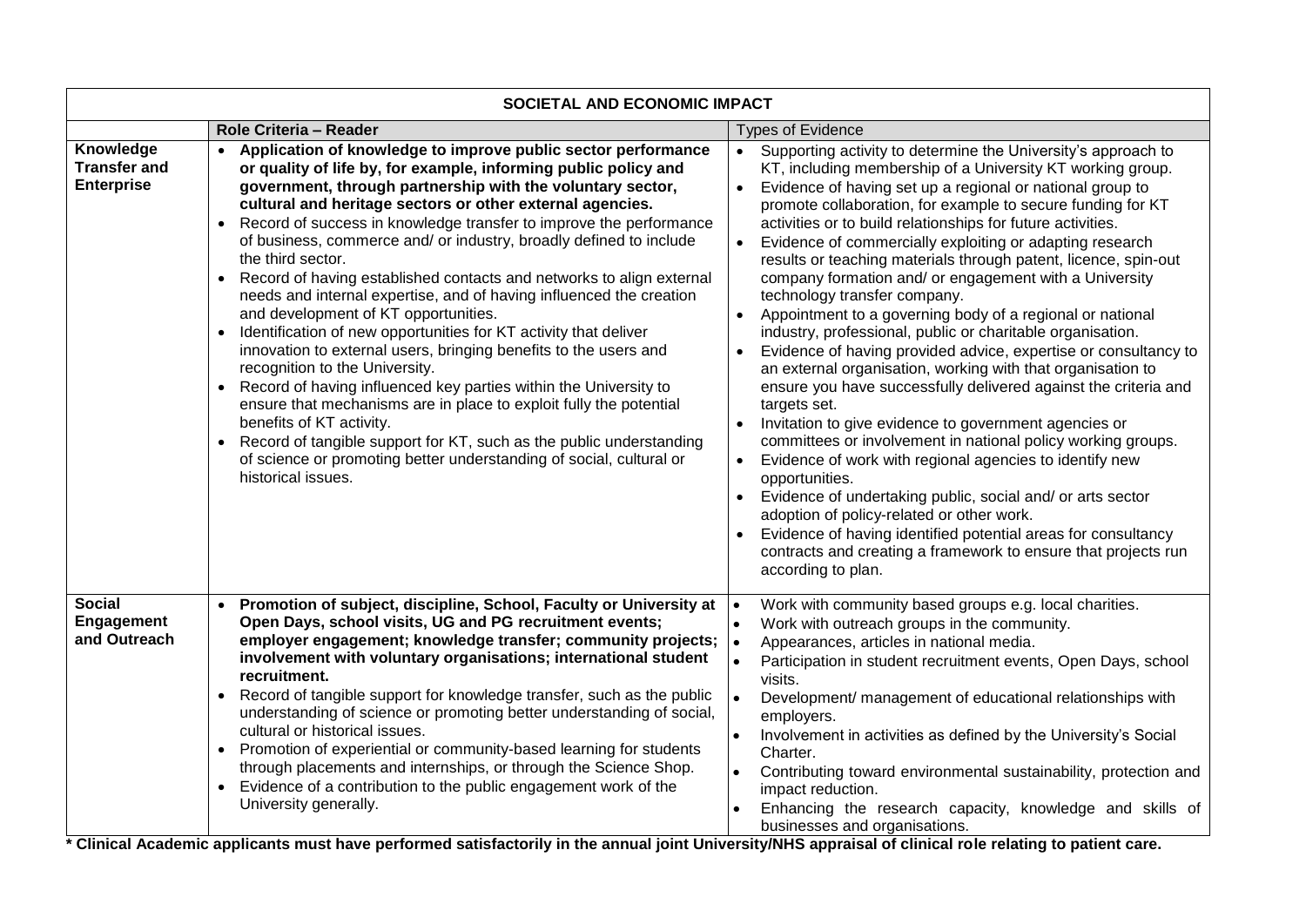| SOCIETAL AND ECONOMIC IMPACT | | |
| --- | --- | --- |
| | **Role Criteria – Reader** | Types of Evidence |
| **Knowledge Transfer and Enterprise** | • **Application of knowledge to improve public sector performance or quality of life by, for example, informing public policy and government, through partnership with the voluntary sector, cultural and heritage sectors or other external agencies.**<br>• Record of success in knowledge transfer to improve the performance of business, commerce and/ or industry, broadly defined to include the third sector.<br>• Record of having established contacts and networks to align external needs and internal expertise, and of having influenced the creation and development of KT opportunities.<br>• Identification of new opportunities for KT activity that deliver innovation to external users, bringing benefits to the users and recognition to the University.<br>• Record of having influenced key parties within the University to ensure that mechanisms are in place to exploit fully the potential benefits of KT activity.<br>• Record of tangible support for KT, such as the public understanding of science or promoting better understanding of social, cultural or historical issues. | • Supporting activity to determine the University's approach to KT, including membership of a University KT working group.<br>• Evidence of having set up a regional or national group to promote collaboration, for example to secure funding for KT activities or to build relationships for future activities.<br>• Evidence of commercially exploiting or adapting research results or teaching materials through patent, licence, spin-out company formation and/ or engagement with a University technology transfer company.<br>• Appointment to a governing body of a regional or national industry, professional, public or charitable organisation.<br>• Evidence of having provided advice, expertise or consultancy to an external organisation, working with that organisation to ensure you have successfully delivered against the criteria and targets set.<br>• Invitation to give evidence to government agencies or committees or involvement in national policy working groups.<br>• Evidence of work with regional agencies to identify new opportunities.<br>• Evidence of undertaking public, social and/ or arts sector adoption of policy-related or other work.<br>• Evidence of having identified potential areas for consultancy contracts and creating a framework to ensure that projects run according to plan. |
| **Social Engagement and Outreach** | • **Promotion of subject, discipline, School, Faculty or University at Open Days, school visits, UG and PG recruitment events; employer engagement; knowledge transfer; community projects; involvement with voluntary organisations; international student recruitment.**<br>• Record of tangible support for knowledge transfer, such as the public understanding of science or promoting better understanding of social, cultural or historical issues.<br>• Promotion of experiential or community-based learning for students through placements and internships, or through the Science Shop.<br>• Evidence of a contribution to the public engagement work of the University generally. | • Work with community based groups e.g. local charities.<br>• Work with outreach groups in the community.<br>• Appearances, articles in national media.<br>• Participation in student recruitment events, Open Days, school visits.<br>• Development/ management of educational relationships with employers.<br>• Involvement in activities as defined by the University's Social Charter.<br>• Contributing toward environmental sustainability, protection and impact reduction.<br>• Enhancing the research capacity, knowledge and skills of businesses and organisations. |

**\* Clinical Academic applicants must have performed satisfactorily in the annual joint University/NHS appraisal of clinical role relating to patient care.**